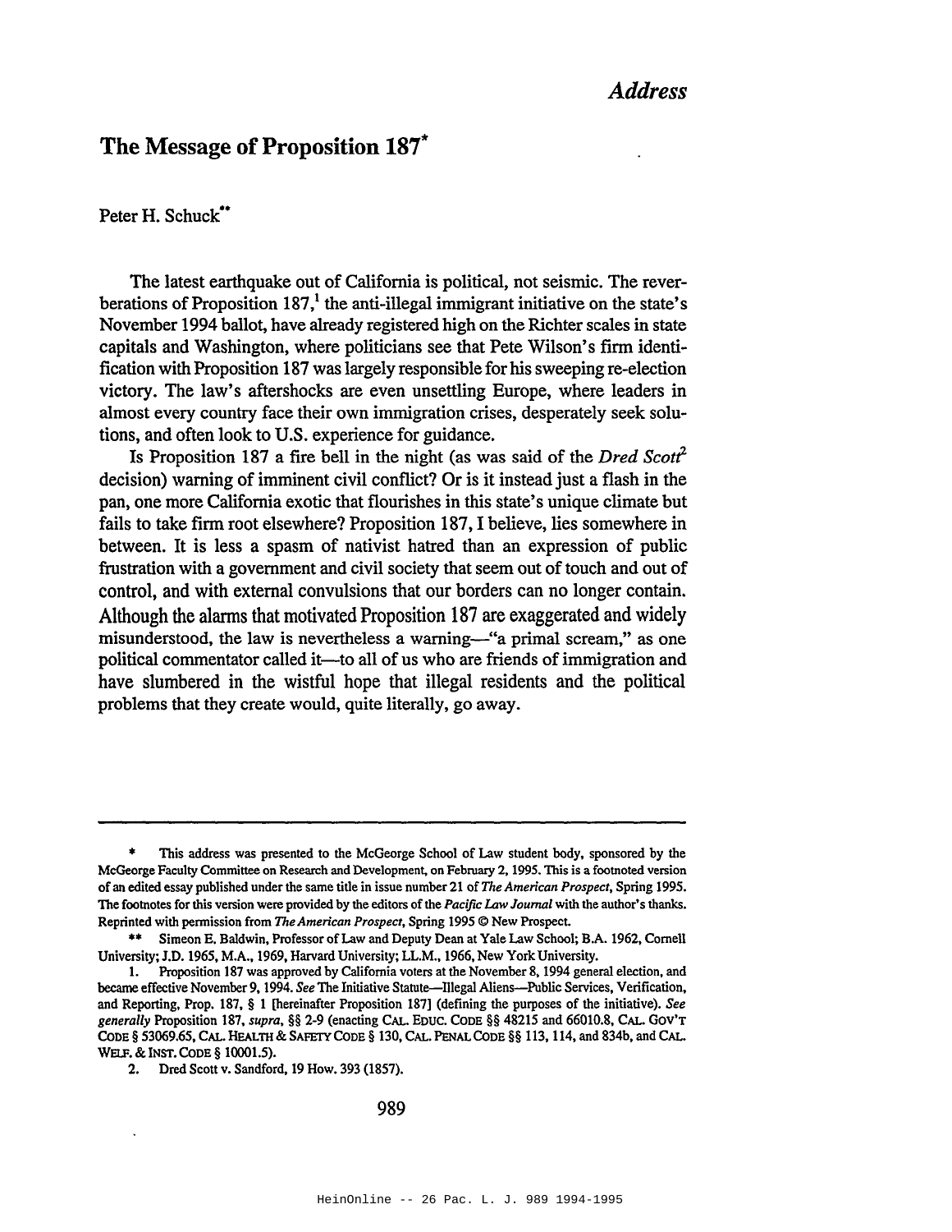*Address*

# The Message of Proposition 187*

Peter H. Schuck**

The latest earthquake out of California is political, not seismic. The reverberations of Proposition 187,[1] the anti-illegal immigrant initiative on the state's November 1994 ballot, have already registered high on the Richter scales in state capitals and Washington, where politicians see that Pete Wilson's firm identification with Proposition 187 was largely responsible for his sweeping re-election victory. The law's aftershocks are even unsettling Europe, where leaders in almost every country face their own immigration crises, desperately seek solutions, and often look to U.S. experience for guidance.

Is Proposition 187 a fire bell in the night (as was said of the *Dred Scott*[2] decision) warning of imminent civil conflict? Or is it instead just a flash in the pan, one more California exotic that flourishes in this state's unique climate but fails to take firm root elsewhere? Proposition 187, I believe, lies somewhere in between. It is less a spasm of nativist hatred than an expression of public frustration with a government and civil society that seem out of touch and out of control, and with external convulsions that our borders can no longer contain. Although the alarms that motivated Proposition 187 are exaggerated and widely misunderstood, the law is nevertheless a warning—"a primal scream," as one political commentator called it—to all of us who are friends of immigration and have slumbered in the wistful hope that illegal residents and the political problems that they create would, quite literally, go away.

---

\* This address was presented to the McGeorge School of Law student body, sponsored by the McGeorge Faculty Committee on Research and Development, on February 2, 1995. This is a footnoted version of an edited essay published under the same title in issue number 21 of *The American Prospect*, Spring 1995. The footnotes for this version were provided by the editors of the *Pacific Law Journal* with the author's thanks. Reprinted with permission from *The American Prospect*, Spring 1995 © New Prospect.

\*\* Simeon E. Baldwin, Professor of Law and Deputy Dean at Yale Law School; B.A. 1962, Cornell University; J.D. 1965, M.A., 1969, Harvard University; LL.M., 1966, New York University.

1. Proposition 187 was approved by California voters at the November 8, 1994 general election, and became effective November 9, 1994. *See* The Initiative Statute—Illegal Aliens—Public Services, Verification, and Reporting, Prop. 187, § 1 [hereinafter Proposition 187] (defining the purposes of the initiative). *See generally* Proposition 187, *supra*, §§ 2-9 (enacting CAL. EDUC. CODE §§ 48215 and 66010.8, CAL. GOV'T CODE § 53069.65, CAL. HEALTH & SAFETY CODE § 130, CAL. PENAL CODE §§ 113, 114, and 834b, and CAL. WELF. & INST. CODE § 10001.5).

2. Dred Scott v. Sandford, 19 How. 393 (1857).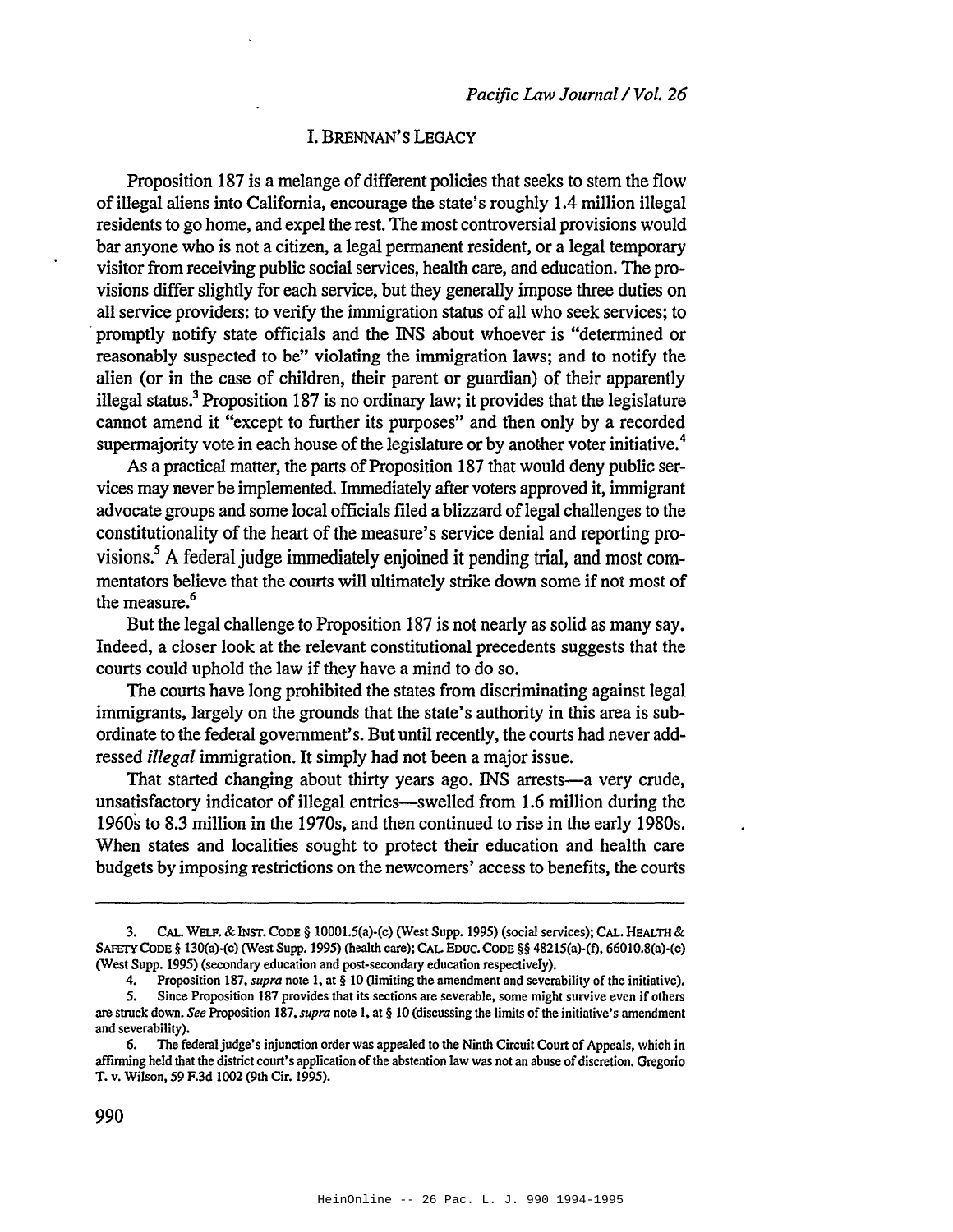## I. BRENNAN'S LEGACY

Proposition 187 is a melange of different policies that seeks to stem the flow of illegal aliens into California, encourage the state's roughly 1.4 million illegal residents to go home, and expel the rest. The most controversial provisions would bar anyone who is not a citizen, a legal permanent resident, or a legal temporary visitor from receiving public social services, health care, and education. The provisions differ slightly for each service, but they generally impose three duties on all service providers: to verify the immigration status of all who seek services; to promptly notify state officials and the INS about whoever is "determined or reasonably suspected to be" violating the immigration laws; and to notify the alien (or in the case of children, their parent or guardian) of their apparently illegal status.[3] Proposition 187 is no ordinary law; it provides that the legislature cannot amend it "except to further its purposes" and then only by a recorded supermajority vote in each house of the legislature or by another voter initiative.[4]

As a practical matter, the parts of Proposition 187 that would deny public services may never be implemented. Immediately after voters approved it, immigrant advocate groups and some local officials filed a blizzard of legal challenges to the constitutionality of the heart of the measure's service denial and reporting provisions.[5] A federal judge immediately enjoined it pending trial, and most commentators believe that the courts will ultimately strike down some if not most of the measure.[6]

But the legal challenge to Proposition 187 is not nearly as solid as many say. Indeed, a closer look at the relevant constitutional precedents suggests that the courts could uphold the law if they have a mind to do so.

The courts have long prohibited the states from discriminating against legal immigrants, largely on the grounds that the state's authority in this area is subordinate to the federal government's. But until recently, the courts had never addressed *illegal* immigration. It simply had not been a major issue.

That started changing about thirty years ago. INS arrests—a very crude, unsatisfactory indicator of illegal entries—swelled from 1.6 million during the 1960s to 8.3 million in the 1970s, and then continued to rise in the early 1980s. When states and localities sought to protect their education and health care budgets by imposing restrictions on the newcomers' access to benefits, the courts

---

3. CAL. WELF. & INST. CODE § 10001.5(a)-(c) (West Supp. 1995) (social services); CAL. HEALTH & SAFETY CODE § 130(a)-(c) (West Supp. 1995) (health care); CAL. EDUC. CODE §§ 48215(a)-(f), 66010.8(a)-(c) (West Supp. 1995) (secondary education and post-secondary education respectively).

4. Proposition 187, *supra* note 1, at § 10 (limiting the amendment and severability of the initiative).

5. Since Proposition 187 provides that its sections are severable, some might survive even if others are struck down. *See* Proposition 187, *supra* note 1, at § 10 (discussing the limits of the initiative's amendment and severability).

6. The federal judge's injunction order was appealed to the Ninth Circuit Court of Appeals, which in affirming held that the district court's application of the abstention law was not an abuse of discretion. Gregorio T. v. Wilson, 59 F.3d 1002 (9th Cir. 1995).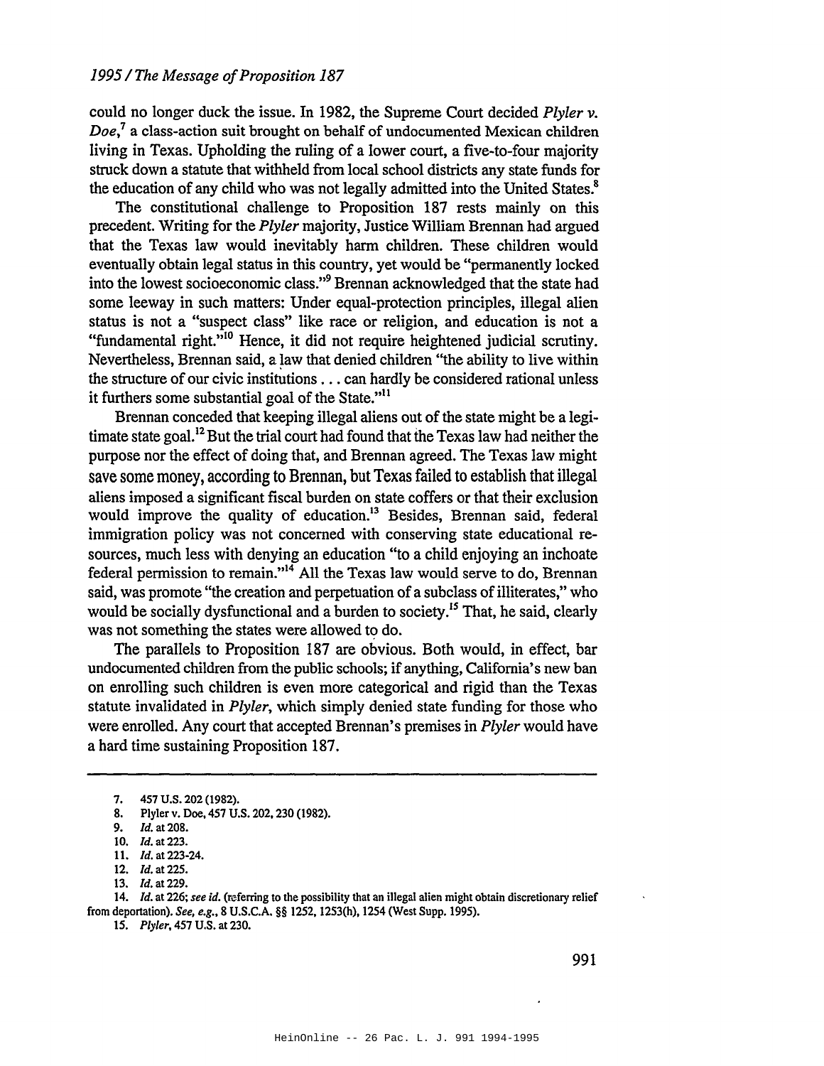could no longer duck the issue. In 1982, the Supreme Court decided *Plyler v. Doe*,[7] a class-action suit brought on behalf of undocumented Mexican children living in Texas. Upholding the ruling of a lower court, a five-to-four majority struck down a statute that withheld from local school districts any state funds for the education of any child who was not legally admitted into the United States.[8]

The constitutional challenge to Proposition 187 rests mainly on this precedent. Writing for the *Plyler* majority, Justice William Brennan had argued that the Texas law would inevitably harm children. These children would eventually obtain legal status in this country, yet would be "permanently locked into the lowest socioeconomic class."[9] Brennan acknowledged that the state had some leeway in such matters: Under equal-protection principles, illegal alien status is not a "suspect class" like race or religion, and education is not a "fundamental right."[10] Hence, it did not require heightened judicial scrutiny. Nevertheless, Brennan said, a law that denied children "the ability to live within the structure of our civic institutions . . . can hardly be considered rational unless it furthers some substantial goal of the State."[11]

Brennan conceded that keeping illegal aliens out of the state might be a legitimate state goal.[12] But the trial court had found that the Texas law had neither the purpose nor the effect of doing that, and Brennan agreed. The Texas law might save some money, according to Brennan, but Texas failed to establish that illegal aliens imposed a significant fiscal burden on state coffers or that their exclusion would improve the quality of education.[13] Besides, Brennan said, federal immigration policy was not concerned with conserving state educational resources, much less with denying an education "to a child enjoying an inchoate federal permission to remain."[14] All the Texas law would serve to do, Brennan said, was promote "the creation and perpetuation of a subclass of illiterates," who would be socially dysfunctional and a burden to society.[15] That, he said, clearly was not something the states were allowed to do.

The parallels to Proposition 187 are obvious. Both would, in effect, bar undocumented children from the public schools; if anything, California's new ban on enrolling such children is even more categorical and rigid than the Texas statute invalidated in *Plyler*, which simply denied state funding for those who were enrolled. Any court that accepted Brennan's premises in *Plyler* would have a hard time sustaining Proposition 187.

---

7. 457 U.S. 202 (1982).
8. Plyler v. Doe, 457 U.S. 202, 230 (1982).
9. *Id.* at 208.
10. *Id.* at 223.
11. *Id.* at 223-24.
12. *Id.* at 225.
13. *Id.* at 229.
14. *Id.* at 226; *see id.* (referring to the possibility that an illegal alien might obtain discretionary relief from deportation). *See, e.g.*, 8 U.S.C.A. §§ 1252, 1253(h), 1254 (West Supp. 1995).
15. *Plyler*, 457 U.S. at 230.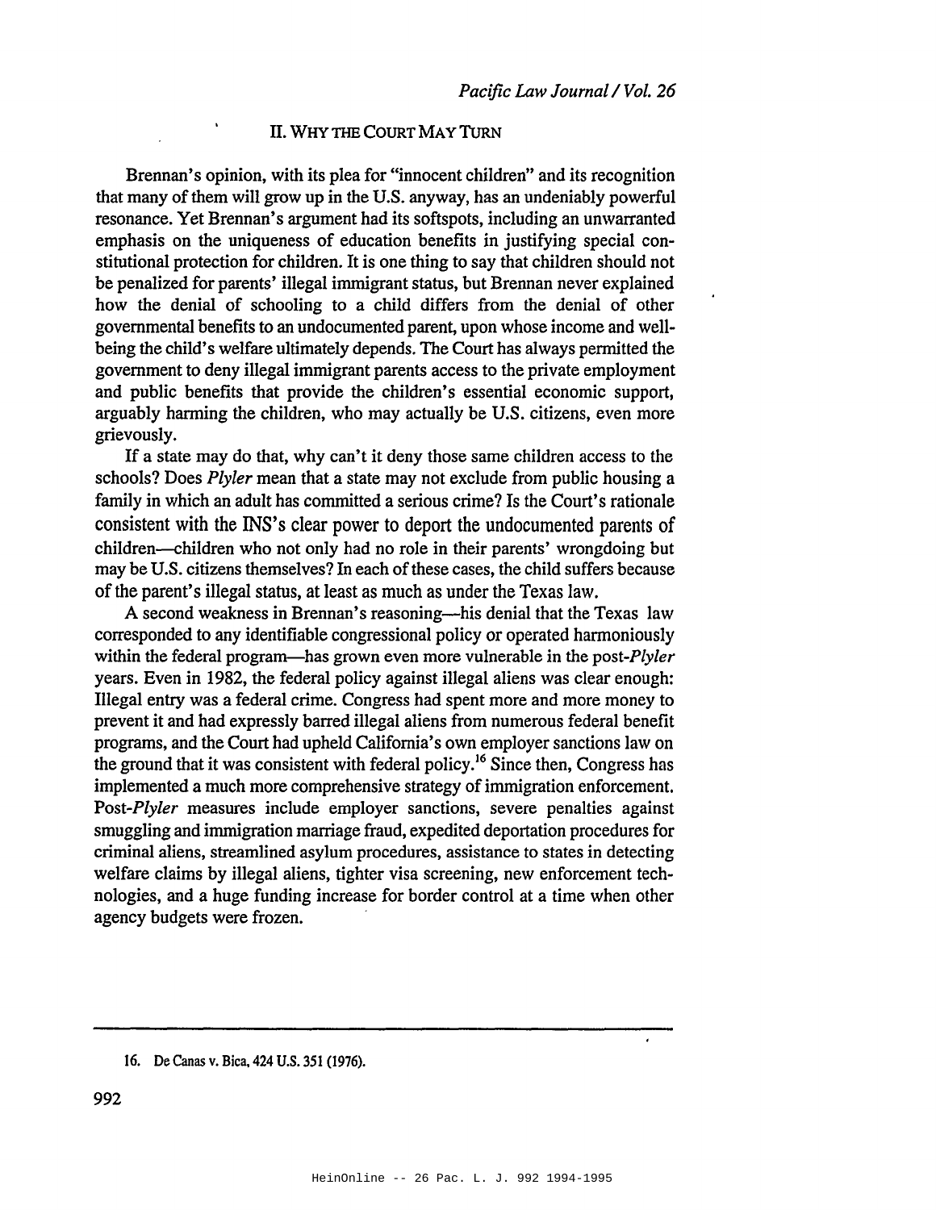## II. WHY THE COURT MAY TURN

Brennan's opinion, with its plea for "innocent children" and its recognition that many of them will grow up in the U.S. anyway, has an undeniably powerful resonance. Yet Brennan's argument had its softspots, including an unwarranted emphasis on the uniqueness of education benefits in justifying special constitutional protection for children. It is one thing to say that children should not be penalized for parents' illegal immigrant status, but Brennan never explained how the denial of schooling to a child differs from the denial of other governmental benefits to an undocumented parent, upon whose income and well-being the child's welfare ultimately depends. The Court has always permitted the government to deny illegal immigrant parents access to the private employment and public benefits that provide the children's essential economic support, arguably harming the children, who may actually be U.S. citizens, even more grievously.

If a state may do that, why can't it deny those same children access to the schools? Does *Plyler* mean that a state may not exclude from public housing a family in which an adult has committed a serious crime? Is the Court's rationale consistent with the INS's clear power to deport the undocumented parents of children—children who not only had no role in their parents' wrongdoing but may be U.S. citizens themselves? In each of these cases, the child suffers because of the parent's illegal status, at least as much as under the Texas law.

A second weakness in Brennan's reasoning—his denial that the Texas law corresponded to any identifiable congressional policy or operated harmoniously within the federal program—has grown even more vulnerable in the post-*Plyler* years. Even in 1982, the federal policy against illegal aliens was clear enough: Illegal entry was a federal crime. Congress had spent more and more money to prevent it and had expressly barred illegal aliens from numerous federal benefit programs, and the Court had upheld California's own employer sanctions law on the ground that it was consistent with federal policy.[16] Since then, Congress has implemented a much more comprehensive strategy of immigration enforcement. Post-*Plyler* measures include employer sanctions, severe penalties against smuggling and immigration marriage fraud, expedited deportation procedures for criminal aliens, streamlined asylum procedures, assistance to states in detecting welfare claims by illegal aliens, tighter visa screening, new enforcement technologies, and a huge funding increase for border control at a time when other agency budgets were frozen.

---

16. De Canas v. Bica, 424 U.S. 351 (1976).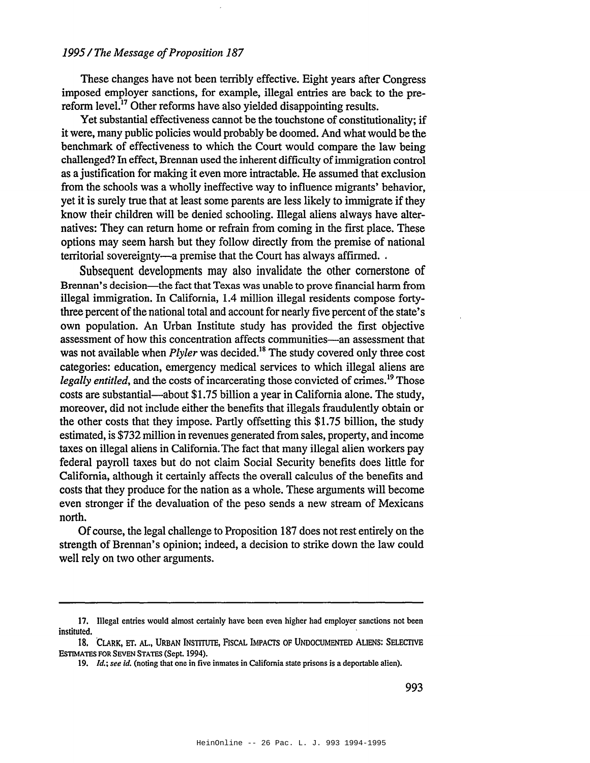These changes have not been terribly effective. Eight years after Congress imposed employer sanctions, for example, illegal entries are back to the pre-reform level.[17] Other reforms have also yielded disappointing results.

Yet substantial effectiveness cannot be the touchstone of constitutionality; if it were, many public policies would probably be doomed. And what would be the benchmark of effectiveness to which the Court would compare the law being challenged? In effect, Brennan used the inherent difficulty of immigration control as a justification for making it even more intractable. He assumed that exclusion from the schools was a wholly ineffective way to influence migrants' behavior, yet it is surely true that at least some parents are less likely to immigrate if they know their children will be denied schooling. Illegal aliens always have alternatives: They can return home or refrain from coming in the first place. These options may seem harsh but they follow directly from the premise of national territorial sovereignty—a premise that the Court has always affirmed.

Subsequent developments may also invalidate the other cornerstone of Brennan's decision—the fact that Texas was unable to prove financial harm from illegal immigration. In California, 1.4 million illegal residents compose forty-three percent of the national total and account for nearly five percent of the state's own population. An Urban Institute study has provided the first objective assessment of how this concentration affects communities—an assessment that was not available when *Plyler* was decided.[18] The study covered only three cost categories: education, emergency medical services to which illegal aliens are *legally entitled*, and the costs of incarcerating those convicted of crimes.[19] Those costs are substantial—about $1.75 billion a year in California alone. The study, moreover, did not include either the benefits that illegals fraudulently obtain or the other costs that they impose. Partly offsetting this $1.75 billion, the study estimated, is $732 million in revenues generated from sales, property, and income taxes on illegal aliens in California. The fact that many illegal alien workers pay federal payroll taxes but do not claim Social Security benefits does little for California, although it certainly affects the overall calculus of the benefits and costs that they produce for the nation as a whole. These arguments will become even stronger if the devaluation of the peso sends a new stream of Mexicans north.

Of course, the legal challenge to Proposition 187 does not rest entirely on the strength of Brennan's opinion; indeed, a decision to strike down the law could well rely on two other arguments.

---

17. Illegal entries would almost certainly have been even higher had employer sanctions not been instituted.

18. CLARK, ET. AL., URBAN INSTITUTE, FISCAL IMPACTS OF UNDOCUMENTED ALIENS: SELECTIVE ESTIMATES FOR SEVEN STATES (Sept. 1994).

19. *Id.*; *see id.* (noting that one in five inmates in California state prisons is a deportable alien).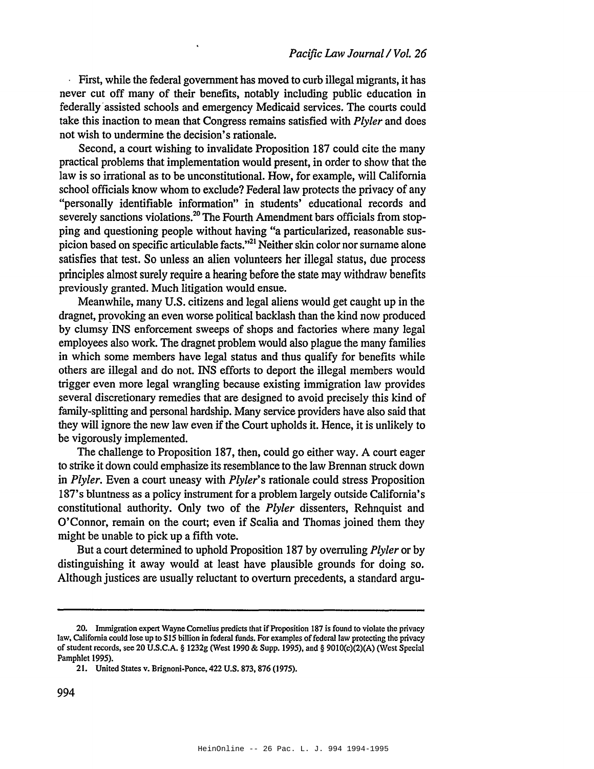First, while the federal government has moved to curb illegal migrants, it has never cut off many of their benefits, notably including public education in federally assisted schools and emergency Medicaid services. The courts could take this inaction to mean that Congress remains satisfied with *Plyler* and does not wish to undermine the decision's rationale.

Second, a court wishing to invalidate Proposition 187 could cite the many practical problems that implementation would present, in order to show that the law is so irrational as to be unconstitutional. How, for example, will California school officials know whom to exclude? Federal law protects the privacy of any "personally identifiable information" in students' educational records and severely sanctions violations.[20] The Fourth Amendment bars officials from stopping and questioning people without having "a particularized, reasonable suspicion based on specific articulable facts."[21] Neither skin color nor surname alone satisfies that test. So unless an alien volunteers her illegal status, due process principles almost surely require a hearing before the state may withdraw benefits previously granted. Much litigation would ensue.

Meanwhile, many U.S. citizens and legal aliens would get caught up in the dragnet, provoking an even worse political backlash than the kind now produced by clumsy INS enforcement sweeps of shops and factories where many legal employees also work. The dragnet problem would also plague the many families in which some members have legal status and thus qualify for benefits while others are illegal and do not. INS efforts to deport the illegal members would trigger even more legal wrangling because existing immigration law provides several discretionary remedies that are designed to avoid precisely this kind of family-splitting and personal hardship. Many service providers have also said that they will ignore the new law even if the Court upholds it. Hence, it is unlikely to be vigorously implemented.

The challenge to Proposition 187, then, could go either way. A court eager to strike it down could emphasize its resemblance to the law Brennan struck down in *Plyler*. Even a court uneasy with *Plyler*'s rationale could stress Proposition 187's bluntness as a policy instrument for a problem largely outside California's constitutional authority. Only two of the *Plyler* dissenters, Rehnquist and O'Connor, remain on the court; even if Scalia and Thomas joined them they might be unable to pick up a fifth vote.

But a court determined to uphold Proposition 187 by overruling *Plyler* or by distinguishing it away would at least have plausible grounds for doing so. Although justices are usually reluctant to overturn precedents, a standard argu-

---

20. Immigration expert Wayne Cornelius predicts that if Proposition 187 is found to violate the privacy law, California could lose up to $15 billion in federal funds. For examples of federal law protecting the privacy of student records, see 20 U.S.C.A. § 1232g (West 1990 & Supp. 1995), and § 9010(c)(2)(A) (West Special Pamphlet 1995).

21. United States v. Brignoni-Ponce, 422 U.S. 873, 876 (1975).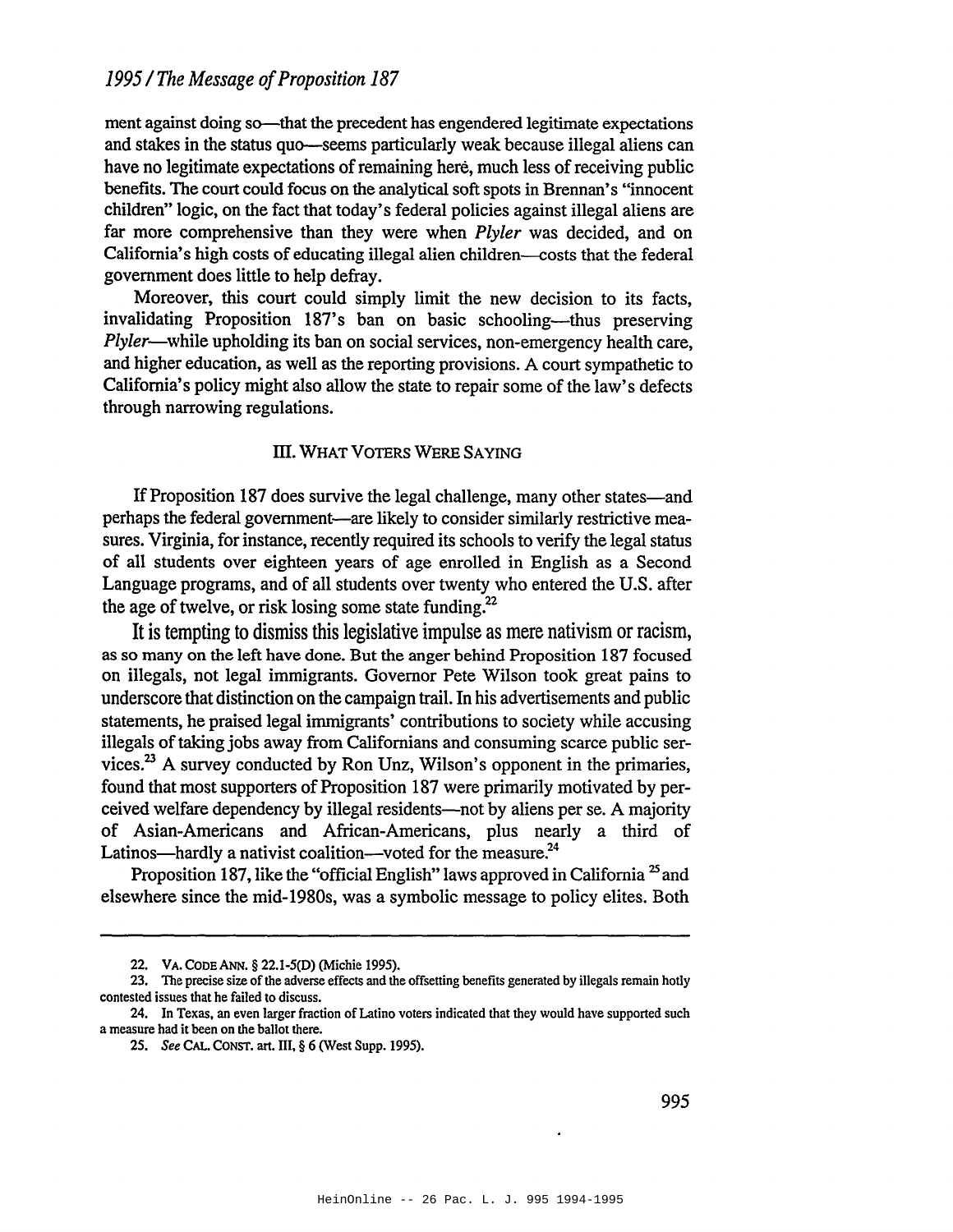ment against doing so—that the precedent has engendered legitimate expectations and stakes in the status quo—seems particularly weak because illegal aliens can have no legitimate expectations of remaining here, much less of receiving public benefits. The court could focus on the analytical soft spots in Brennan's "innocent children" logic, on the fact that today's federal policies against illegal aliens are far more comprehensive than they were when *Plyler* was decided, and on California's high costs of educating illegal alien children—costs that the federal government does little to help defray.

Moreover, this court could simply limit the new decision to its facts, invalidating Proposition 187's ban on basic schooling—thus preserving *Plyler*—while upholding its ban on social services, non-emergency health care, and higher education, as well as the reporting provisions. A court sympathetic to California's policy might also allow the state to repair some of the law's defects through narrowing regulations.

## III. WHAT VOTERS WERE SAYING

If Proposition 187 does survive the legal challenge, many other states—and perhaps the federal government—are likely to consider similarly restrictive measures. Virginia, for instance, recently required its schools to verify the legal status of all students over eighteen years of age enrolled in English as a Second Language programs, and of all students over twenty who entered the U.S. after the age of twelve, or risk losing some state funding.[22]

It is tempting to dismiss this legislative impulse as mere nativism or racism, as so many on the left have done. But the anger behind Proposition 187 focused on illegals, not legal immigrants. Governor Pete Wilson took great pains to underscore that distinction on the campaign trail. In his advertisements and public statements, he praised legal immigrants' contributions to society while accusing illegals of taking jobs away from Californians and consuming scarce public services.[23] A survey conducted by Ron Unz, Wilson's opponent in the primaries, found that most supporters of Proposition 187 were primarily motivated by perceived welfare dependency by illegal residents—not by aliens per se. A majority of Asian-Americans and African-Americans, plus nearly a third of Latinos—hardly a nativist coalition—voted for the measure.[24]

Proposition 187, like the "official English" laws approved in California[25] and elsewhere since the mid-1980s, was a symbolic message to policy elites. Both

---

22. VA. CODE ANN. § 22.1-5(D) (Michie 1995).

23. The precise size of the adverse effects and the offsetting benefits generated by illegals remain hotly contested issues that he failed to discuss.

24. In Texas, an even larger fraction of Latino voters indicated that they would have supported such a measure had it been on the ballot there.

25. *See* CAL. CONST. art. III, § 6 (West Supp. 1995).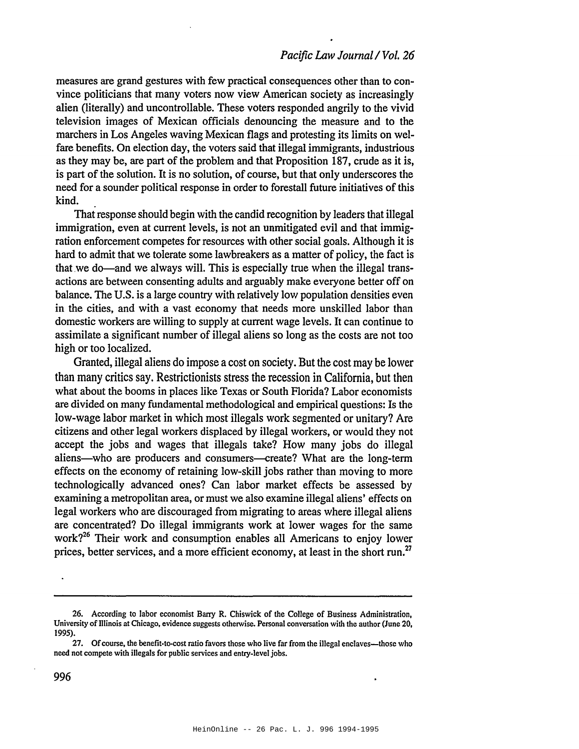measures are grand gestures with few practical consequences other than to convince politicians that many voters now view American society as increasingly alien (literally) and uncontrollable. These voters responded angrily to the vivid television images of Mexican officials denouncing the measure and to the marchers in Los Angeles waving Mexican flags and protesting its limits on welfare benefits. On election day, the voters said that illegal immigrants, industrious as they may be, are part of the problem and that Proposition 187, crude as it is, is part of the solution. It is no solution, of course, but that only underscores the need for a sounder political response in order to forestall future initiatives of this kind.

That response should begin with the candid recognition by leaders that illegal immigration, even at current levels, is not an unmitigated evil and that immigration enforcement competes for resources with other social goals. Although it is hard to admit that we tolerate some lawbreakers as a matter of policy, the fact is that we do—and we always will. This is especially true when the illegal transactions are between consenting adults and arguably make everyone better off on balance. The U.S. is a large country with relatively low population densities even in the cities, and with a vast economy that needs more unskilled labor than domestic workers are willing to supply at current wage levels. It can continue to assimilate a significant number of illegal aliens so long as the costs are not too high or too localized.

Granted, illegal aliens do impose a cost on society. But the cost may be lower than many critics say. Restrictionists stress the recession in California, but then what about the booms in places like Texas or South Florida? Labor economists are divided on many fundamental methodological and empirical questions: Is the low-wage labor market in which most illegals work segmented or unitary? Are citizens and other legal workers displaced by illegal workers, or would they not accept the jobs and wages that illegals take? How many jobs do illegal aliens—who are producers and consumers—create? What are the long-term effects on the economy of retaining low-skill jobs rather than moving to more technologically advanced ones? Can labor market effects be assessed by examining a metropolitan area, or must we also examine illegal aliens' effects on legal workers who are discouraged from migrating to areas where illegal aliens are concentrated? Do illegal immigrants work at lower wages for the same work?[26] Their work and consumption enables all Americans to enjoy lower prices, better services, and a more efficient economy, at least in the short run.[27]

---

26. According to labor economist Barry R. Chiswick of the College of Business Administration, University of Illinois at Chicago, evidence suggests otherwise. Personal conversation with the author (June 20, 1995).

27. Of course, the benefit-to-cost ratio favors those who live far from the illegal enclaves—those who need not compete with illegals for public services and entry-level jobs.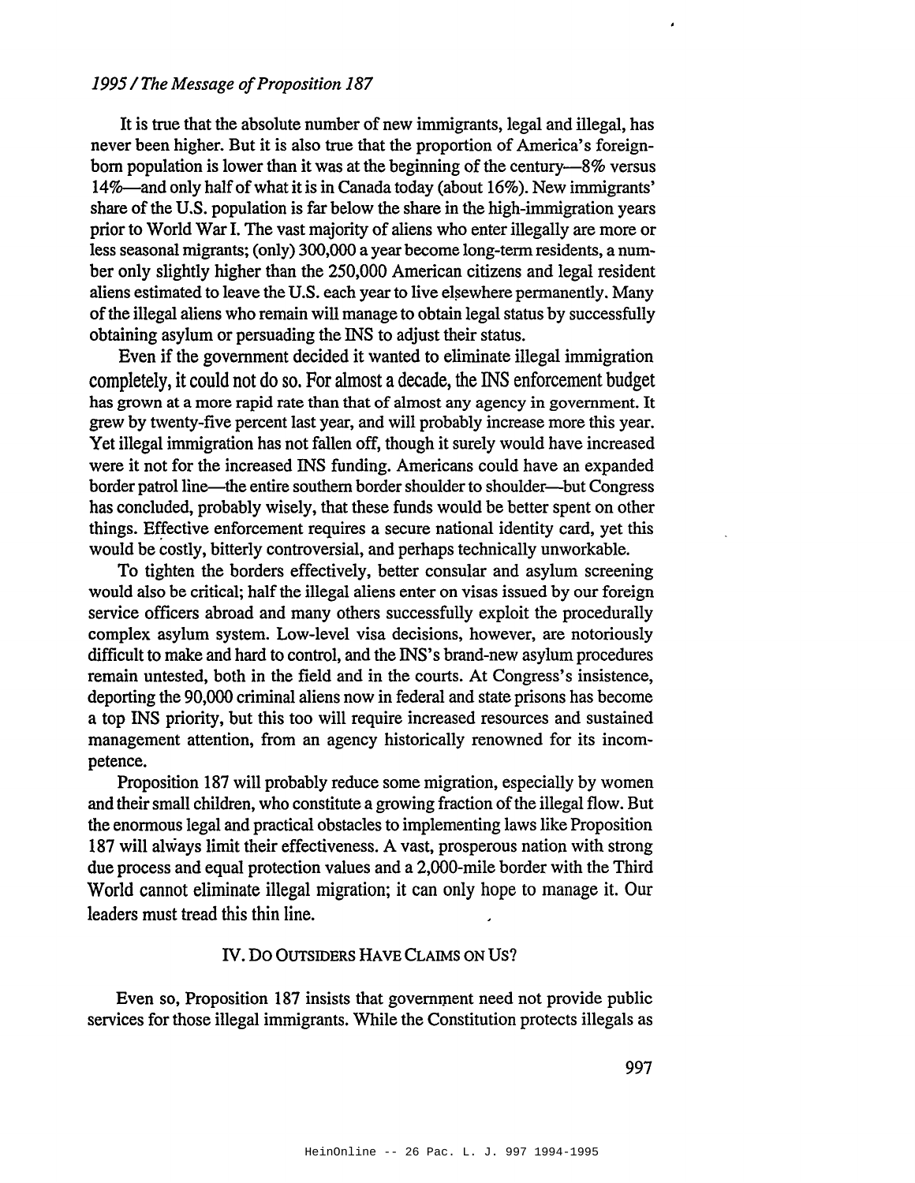It is true that the absolute number of new immigrants, legal and illegal, has never been higher. But it is also true that the proportion of America's foreign-born population is lower than it was at the beginning of the century—8% versus 14%—and only half of what it is in Canada today (about 16%). New immigrants' share of the U.S. population is far below the share in the high-immigration years prior to World War I. The vast majority of aliens who enter illegally are more or less seasonal migrants; (only) 300,000 a year become long-term residents, a number only slightly higher than the 250,000 American citizens and legal resident aliens estimated to leave the U.S. each year to live elsewhere permanently. Many of the illegal aliens who remain will manage to obtain legal status by successfully obtaining asylum or persuading the INS to adjust their status.

Even if the government decided it wanted to eliminate illegal immigration completely, it could not do so. For almost a decade, the INS enforcement budget has grown at a more rapid rate than that of almost any agency in government. It grew by twenty-five percent last year, and will probably increase more this year. Yet illegal immigration has not fallen off, though it surely would have increased were it not for the increased INS funding. Americans could have an expanded border patrol line—the entire southern border shoulder to shoulder—but Congress has concluded, probably wisely, that these funds would be better spent on other things. Effective enforcement requires a secure national identity card, yet this would be costly, bitterly controversial, and perhaps technically unworkable.

To tighten the borders effectively, better consular and asylum screening would also be critical; half the illegal aliens enter on visas issued by our foreign service officers abroad and many others successfully exploit the procedurally complex asylum system. Low-level visa decisions, however, are notoriously difficult to make and hard to control, and the INS's brand-new asylum procedures remain untested, both in the field and in the courts. At Congress's insistence, deporting the 90,000 criminal aliens now in federal and state prisons has become a top INS priority, but this too will require increased resources and sustained management attention, from an agency historically renowned for its incompetence.

Proposition 187 will probably reduce some migration, especially by women and their small children, who constitute a growing fraction of the illegal flow. But the enormous legal and practical obstacles to implementing laws like Proposition 187 will always limit their effectiveness. A vast, prosperous nation with strong due process and equal protection values and a 2,000-mile border with the Third World cannot eliminate illegal migration; it can only hope to manage it. Our leaders must tread this thin line.

## IV. Do Outsiders Have Claims on Us?

Even so, Proposition 187 insists that government need not provide public services for those illegal immigrants. While the Constitution protects illegals as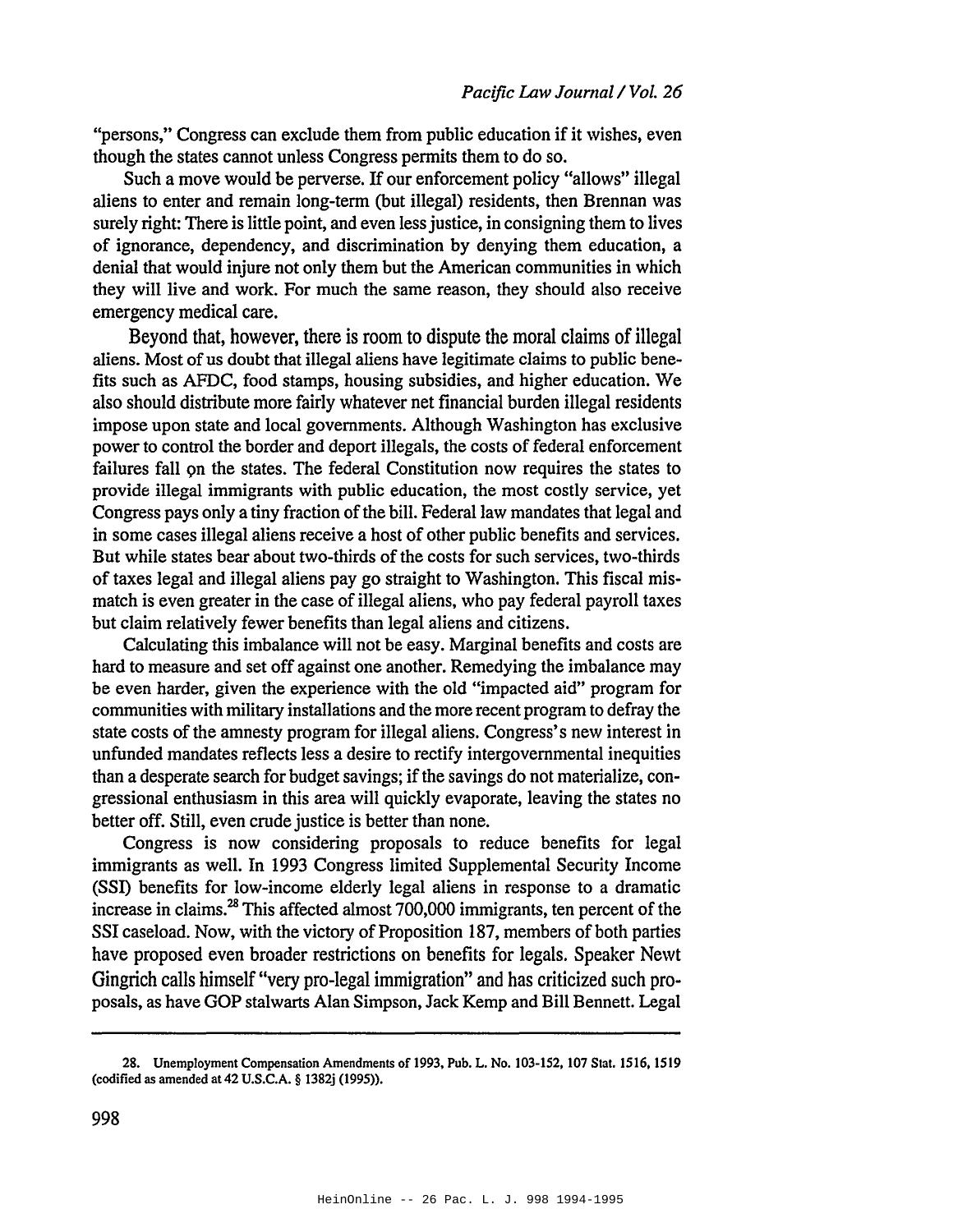"persons," Congress can exclude them from public education if it wishes, even though the states cannot unless Congress permits them to do so.

Such a move would be perverse. If our enforcement policy "allows" illegal aliens to enter and remain long-term (but illegal) residents, then Brennan was surely right: There is little point, and even less justice, in consigning them to lives of ignorance, dependency, and discrimination by denying them education, a denial that would injure not only them but the American communities in which they will live and work. For much the same reason, they should also receive emergency medical care.

Beyond that, however, there is room to dispute the moral claims of illegal aliens. Most of us doubt that illegal aliens have legitimate claims to public benefits such as AFDC, food stamps, housing subsidies, and higher education. We also should distribute more fairly whatever net financial burden illegal residents impose upon state and local governments. Although Washington has exclusive power to control the border and deport illegals, the costs of federal enforcement failures fall on the states. The federal Constitution now requires the states to provide illegal immigrants with public education, the most costly service, yet Congress pays only a tiny fraction of the bill. Federal law mandates that legal and in some cases illegal aliens receive a host of other public benefits and services. But while states bear about two-thirds of the costs for such services, two-thirds of taxes legal and illegal aliens pay go straight to Washington. This fiscal mismatch is even greater in the case of illegal aliens, who pay federal payroll taxes but claim relatively fewer benefits than legal aliens and citizens.

Calculating this imbalance will not be easy. Marginal benefits and costs are hard to measure and set off against one another. Remedying the imbalance may be even harder, given the experience with the old "impacted aid" program for communities with military installations and the more recent program to defray the state costs of the amnesty program for illegal aliens. Congress's new interest in unfunded mandates reflects less a desire to rectify intergovernmental inequities than a desperate search for budget savings; if the savings do not materialize, congressional enthusiasm in this area will quickly evaporate, leaving the states no better off. Still, even crude justice is better than none.

Congress is now considering proposals to reduce benefits for legal immigrants as well. In 1993 Congress limited Supplemental Security Income (SSI) benefits for low-income elderly legal aliens in response to a dramatic increase in claims.[28] This affected almost 700,000 immigrants, ten percent of the SSI caseload. Now, with the victory of Proposition 187, members of both parties have proposed even broader restrictions on benefits for legals. Speaker Newt Gingrich calls himself "very pro-legal immigration" and has criticized such proposals, as have GOP stalwarts Alan Simpson, Jack Kemp and Bill Bennett. Legal

---

28. Unemployment Compensation Amendments of 1993, Pub. L. No. 103-152, 107 Stat. 1516, 1519 (codified as amended at 42 U.S.C.A. § 1382j (1995)).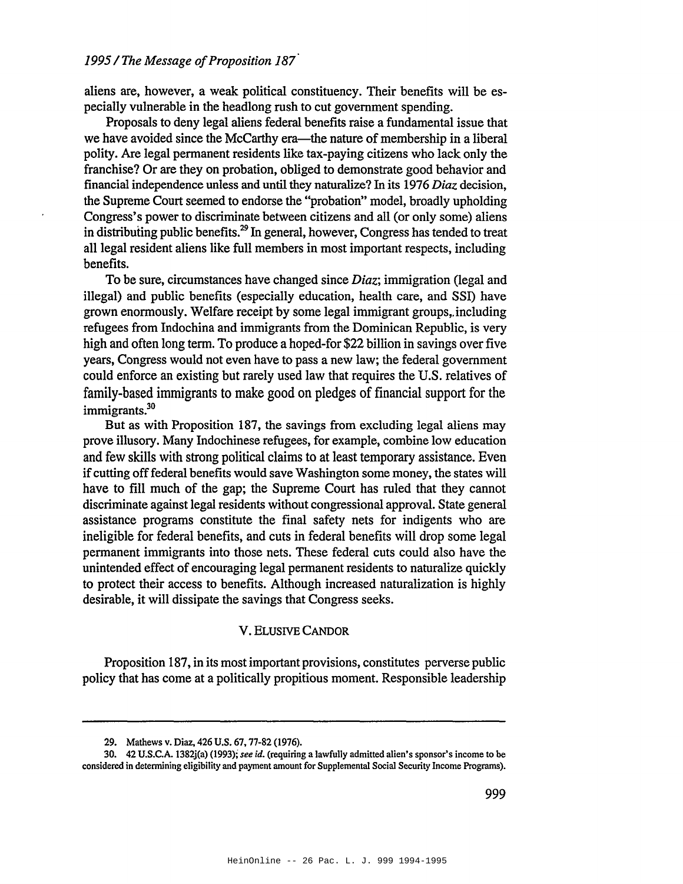aliens are, however, a weak political constituency. Their benefits will be especially vulnerable in the headlong rush to cut government spending.

Proposals to deny legal aliens federal benefits raise a fundamental issue that we have avoided since the McCarthy era—the nature of membership in a liberal polity. Are legal permanent residents like tax-paying citizens who lack only the franchise? Or are they on probation, obliged to demonstrate good behavior and financial independence unless and until they naturalize? In its 1976 *Diaz* decision, the Supreme Court seemed to endorse the "probation" model, broadly upholding Congress's power to discriminate between citizens and all (or only some) aliens in distributing public benefits.[29] In general, however, Congress has tended to treat all legal resident aliens like full members in most important respects, including benefits.

To be sure, circumstances have changed since *Diaz*; immigration (legal and illegal) and public benefits (especially education, health care, and SSI) have grown enormously. Welfare receipt by some legal immigrant groups, including refugees from Indochina and immigrants from the Dominican Republic, is very high and often long term. To produce a hoped-for $22 billion in savings over five years, Congress would not even have to pass a new law; the federal government could enforce an existing but rarely used law that requires the U.S. relatives of family-based immigrants to make good on pledges of financial support for the immigrants.[30]

But as with Proposition 187, the savings from excluding legal aliens may prove illusory. Many Indochinese refugees, for example, combine low education and few skills with strong political claims to at least temporary assistance. Even if cutting off federal benefits would save Washington some money, the states will have to fill much of the gap; the Supreme Court has ruled that they cannot discriminate against legal residents without congressional approval. State general assistance programs constitute the final safety nets for indigents who are ineligible for federal benefits, and cuts in federal benefits will drop some legal permanent immigrants into those nets. These federal cuts could also have the unintended effect of encouraging legal permanent residents to naturalize quickly to protect their access to benefits. Although increased naturalization is highly desirable, it will dissipate the savings that Congress seeks.

## V. ELUSIVE CANDOR

Proposition 187, in its most important provisions, constitutes perverse public policy that has come at a politically propitious moment. Responsible leadership

---

29. Mathews v. Diaz, 426 U.S. 67, 77-82 (1976).

30. 42 U.S.C.A. 1382j(a) (1993); *see id.* (requiring a lawfully admitted alien's sponsor's income to be considered in determining eligibility and payment amount for Supplemental Social Security Income Programs).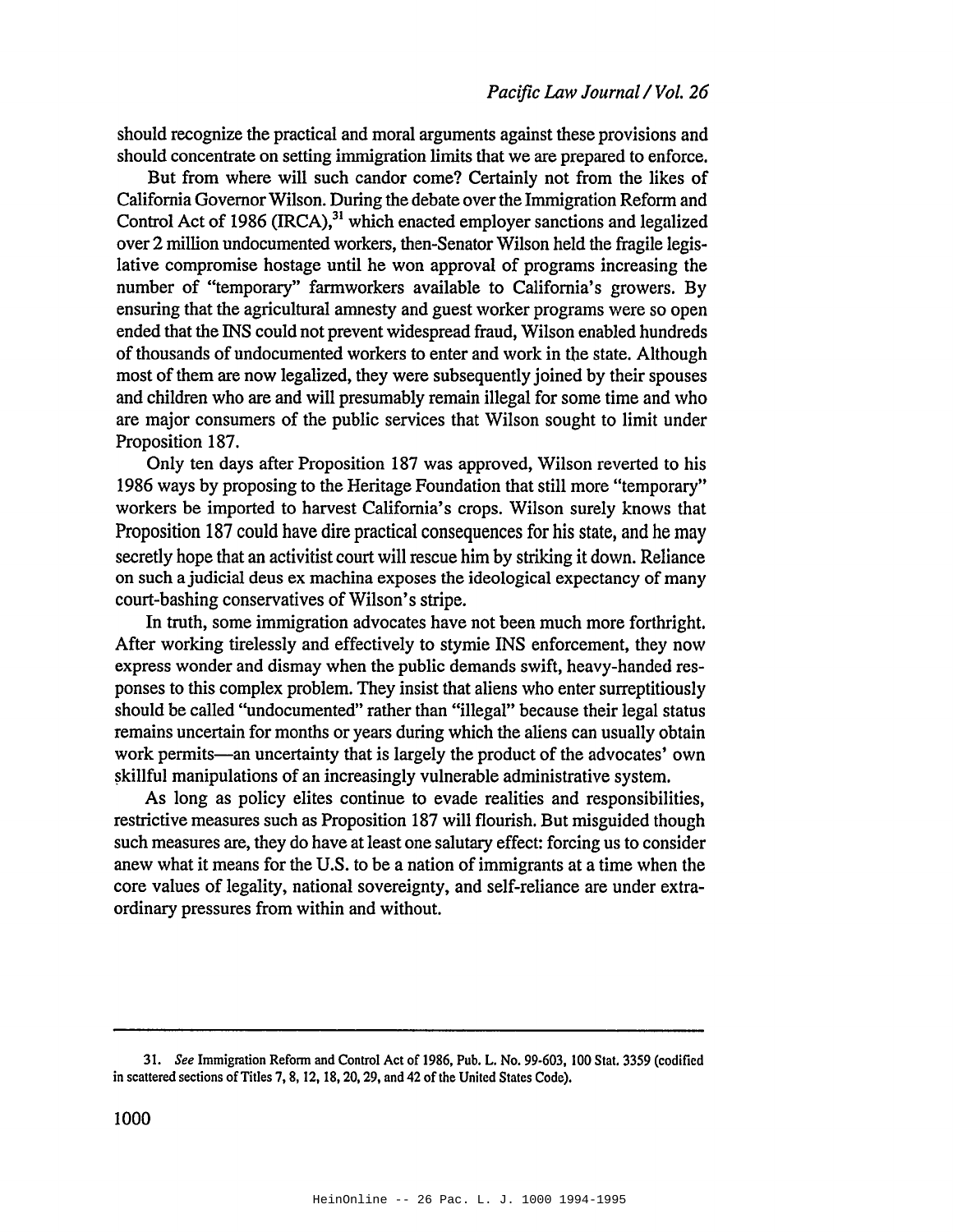should recognize the practical and moral arguments against these provisions and should concentrate on setting immigration limits that we are prepared to enforce.

But from where will such candor come? Certainly not from the likes of California Governor Wilson. During the debate over the Immigration Reform and Control Act of 1986 (IRCA),[31] which enacted employer sanctions and legalized over 2 million undocumented workers, then-Senator Wilson held the fragile legislative compromise hostage until he won approval of programs increasing the number of "temporary" farmworkers available to California's growers. By ensuring that the agricultural amnesty and guest worker programs were so open ended that the INS could not prevent widespread fraud, Wilson enabled hundreds of thousands of undocumented workers to enter and work in the state. Although most of them are now legalized, they were subsequently joined by their spouses and children who are and will presumably remain illegal for some time and who are major consumers of the public services that Wilson sought to limit under Proposition 187.

Only ten days after Proposition 187 was approved, Wilson reverted to his 1986 ways by proposing to the Heritage Foundation that still more "temporary" workers be imported to harvest California's crops. Wilson surely knows that Proposition 187 could have dire practical consequences for his state, and he may secretly hope that an activitist court will rescue him by striking it down. Reliance on such a judicial deus ex machina exposes the ideological expectancy of many court-bashing conservatives of Wilson's stripe.

In truth, some immigration advocates have not been much more forthright. After working tirelessly and effectively to stymie INS enforcement, they now express wonder and dismay when the public demands swift, heavy-handed responses to this complex problem. They insist that aliens who enter surreptitiously should be called "undocumented" rather than "illegal" because their legal status remains uncertain for months or years during which the aliens can usually obtain work permits—an uncertainty that is largely the product of the advocates' own skillful manipulations of an increasingly vulnerable administrative system.

As long as policy elites continue to evade realities and responsibilities, restrictive measures such as Proposition 187 will flourish. But misguided though such measures are, they do have at least one salutary effect: forcing us to consider anew what it means for the U.S. to be a nation of immigrants at a time when the core values of legality, national sovereignty, and self-reliance are under extraordinary pressures from within and without.

---

31. *See* Immigration Reform and Control Act of 1986, Pub. L. No. 99-603, 100 Stat. 3359 (codified in scattered sections of Titles 7, 8, 12, 18, 20, 29, and 42 of the United States Code).